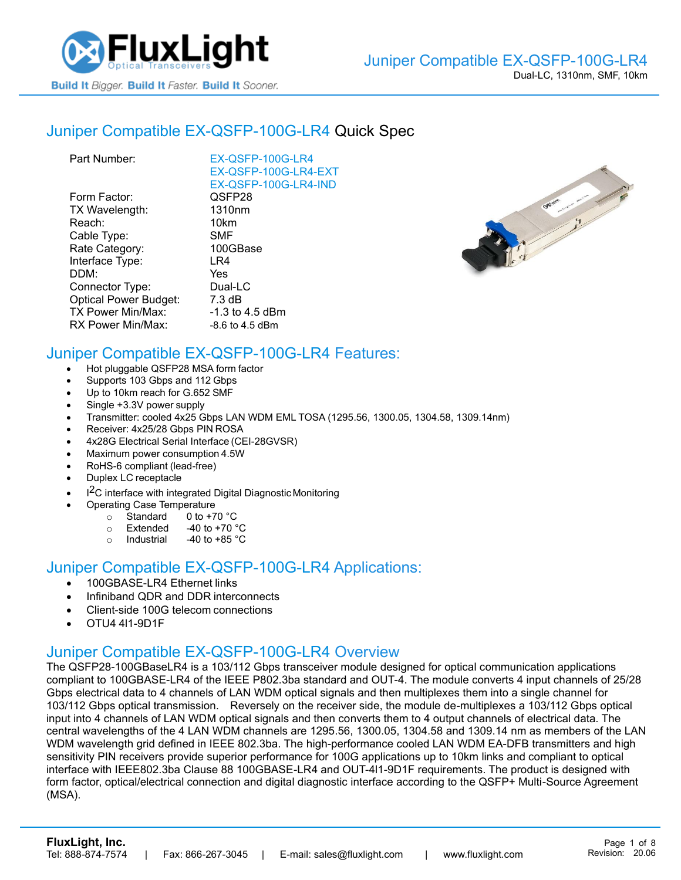# Juniper Compatible EX-QSFP-100G-LR4 Quick Spec

| | |
|---|---|
| Part Number: | EX-QSFP-100G-LR4<br>EX-QSFP-100G-LR4-EXT<br>EX-QSFP-100G-LR4-IND |
| Form Factor: | QSFP28 |
| TX Wavelength: | 1310nm |
| Reach: | 10km |
| Cable Type: | SMF |
| Rate Category: | 100GBase |
| Interface Type: | LR4 |
| DDM: | Yes |
| Connector Type: | Dual-LC |
| Optical Power Budget: | 7.3 dB |
| TX Power Min/Max: | -1.3 to 4.5 dBm |
| RX Power Min/Max: | -8.6 to 4.5 dBm |

## Juniper Compatible EX-QSFP-100G-LR4 Features:

- Hot pluggable QSFP28 MSA form factor
- Supports 103 Gbps and 112 Gbps
- Up to 10km reach for G.652 SMF
- Single +3.3V power supply
- Transmitter: cooled 4x25 Gbps LAN WDM EML TOSA (1295.56, 1300.05, 1304.58, 1309.14nm)
- Receiver: 4x25/28 Gbps PIN ROSA
- 4x28G Electrical Serial Interface (CEI-28GVSR)
- Maximum power consumption 4.5W
- RoHS-6 compliant (lead-free)
- Duplex LC receptacle
- $I^2C$ interface with integrated Digital Diagnostic Monitoring
- Operating Case Temperature
  - Standard 0 to +70 °C
  - Extended -40 to +70 °C
  - Industrial -40 to +85 °C

## Juniper Compatible EX-QSFP-100G-LR4 Applications:

- 100GBASE-LR4 Ethernet links
- Infiniband QDR and DDR interconnects
- Client-side 100G telecom connections
- OTU4 4I1-9D1F

## Juniper Compatible EX-QSFP-100G-LR4 Overview

The QSFP28-100GBaseLR4 is a 103/112 Gbps transceiver module designed for optical communication applications compliant to 100GBASE-LR4 of the IEEE P802.3ba standard and OUT-4. The module converts 4 input channels of 25/28 Gbps electrical data to 4 channels of LAN WDM optical signals and then multiplexes them into a single channel for 103/112 Gbps optical transmission. Reversely on the receiver side, the module de-multiplexes a 103/112 Gbps optical input into 4 channels of LAN WDM optical signals and then converts them to 4 output channels of electrical data. The central wavelengths of the 4 LAN WDM channels are 1295.56, 1300.05, 1304.58 and 1309.14 nm as members of the LAN WDM wavelength grid defined in IEEE 802.3ba. The high-performance cooled LAN WDM EA-DFB transmitters and high sensitivity PIN receivers provide superior performance for 100G applications up to 10km links and compliant to optical interface with IEEE802.3ba Clause 88 100GBASE-LR4 and OUT-4I1-9D1F requirements. The product is designed with form factor, optical/electrical connection and digital diagnostic interface according to the QSFP+ Multi-Source Agreement (MSA).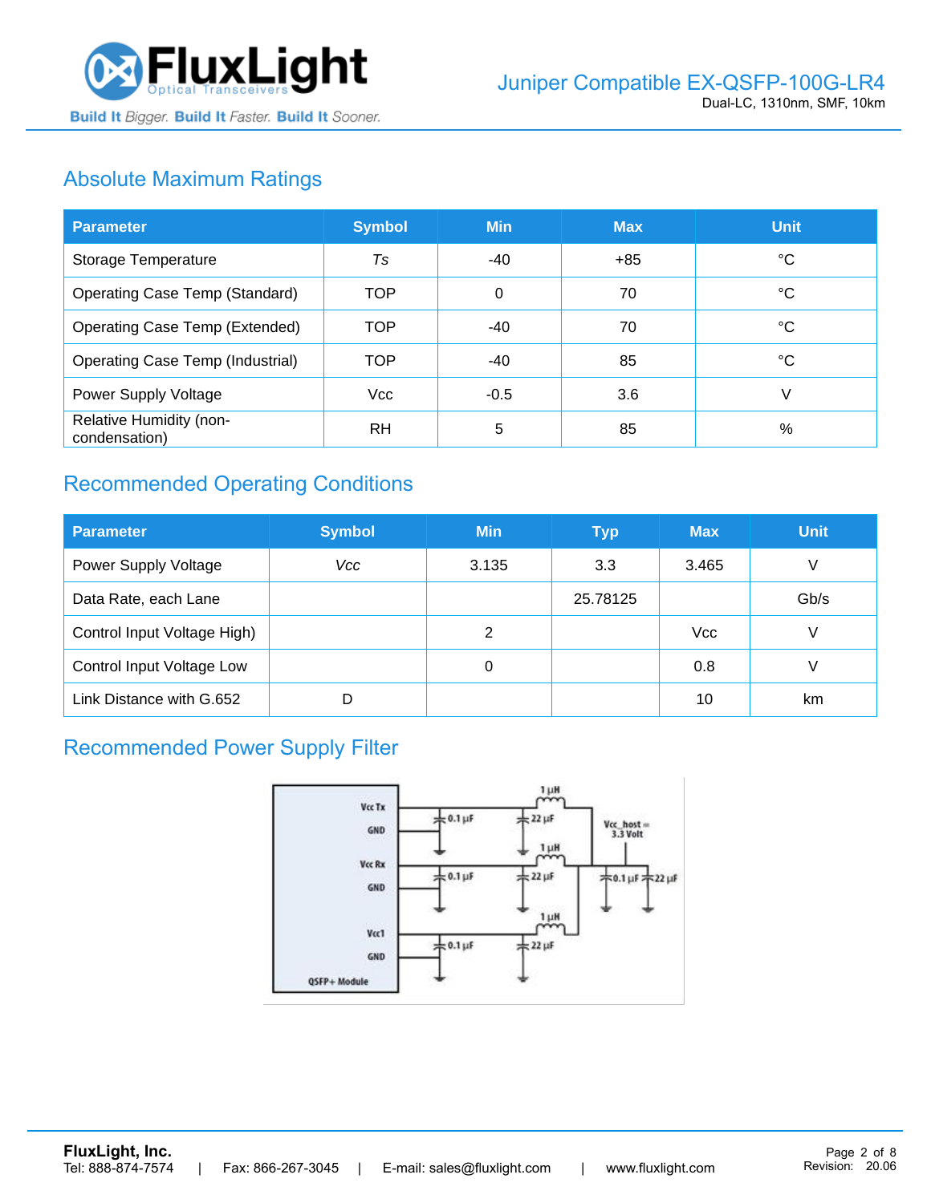## Absolute Maximum Ratings

| Parameter | Symbol | Min | Max | Unit |
|---|---|---|---|---|
| Storage Temperature | *Ts* | -40 | +85 | °C |
| Operating Case Temp (Standard) | TOP | 0 | 70 | °C |
| Operating Case Temp (Extended) | TOP | -40 | 70 | °C |
| Operating Case Temp (Industrial) | TOP | -40 | 85 | °C |
| Power Supply Voltage | Vcc | -0.5 | 3.6 | V |
| Relative Humidity (non-condensation) | RH | 5 | 85 | % |

## Recommended Operating Conditions

| Parameter | Symbol | Min | Typ | Max | Unit |
|---|---|---|---|---|---|
| Power Supply Voltage | *Vcc* | 3.135 | 3.3 | 3.465 | V |
| Data Rate, each Lane | | | 25.78125 | | Gb/s |
| Control Input Voltage High) | | 2 | | Vcc | V |
| Control Input Voltage Low | | 0 | | 0.8 | V |
| Link Distance with G.652 | D | | | 10 | km |

## Recommended Power Supply Filter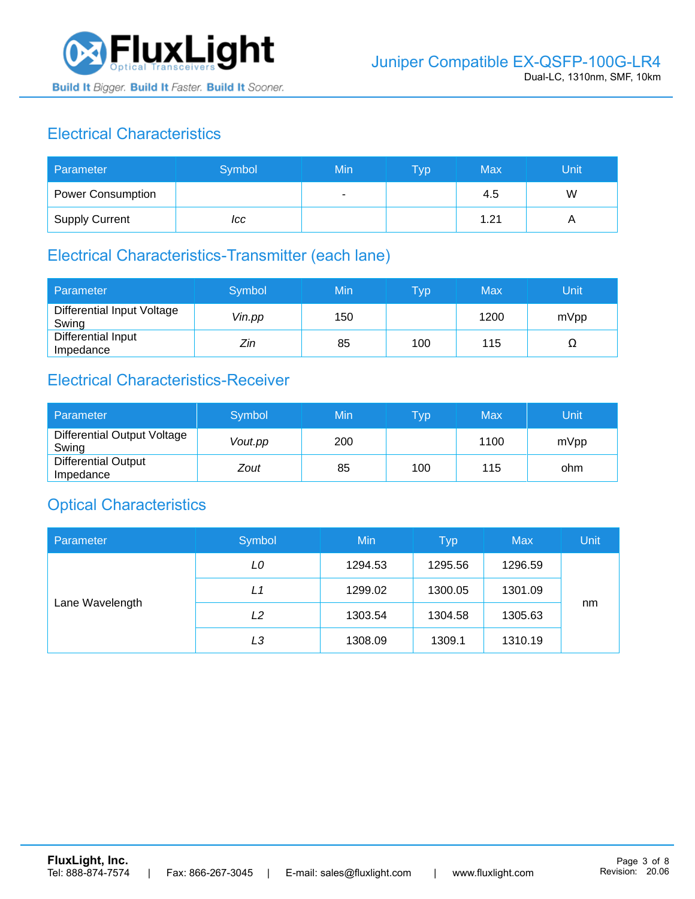## Electrical Characteristics

| Parameter | Symbol | Min | Typ | Max | Unit |
|---|---|---|---|---|---|
| Power Consumption | | - | | 4.5 | W |
| Supply Current | *Icc* | | | 1.21 | A |

## Electrical Characteristics-Transmitter (each lane)

| Parameter | Symbol | Min | Typ | Max | Unit |
|---|---|---|---|---|---|
| Differential Input Voltage Swing | *Vin.pp* | 150 | | 1200 | mVpp |
| Differential Input Impedance | *Zin* | 85 | 100 | 115 | Ω |

## Electrical Characteristics-Receiver

| Parameter | Symbol | Min | Typ | Max | Unit |
|---|---|---|---|---|---|
| Differential Output Voltage Swing | *Vout.pp* | 200 | | 1100 | mVpp |
| Differential Output Impedance | *Zout* | 85 | 100 | 115 | ohm |

## Optical Characteristics

| Parameter | Symbol | Min | Typ | Max | Unit |
|---|---|---|---|---|---|
| Lane Wavelength | *L0* | 1294.53 | 1295.56 | 1296.59 | nm |
| | *L1* | 1299.02 | 1300.05 | 1301.09 | |
| | *L2* | 1303.54 | 1304.58 | 1305.63 | |
| | *L3* | 1308.09 | 1309.1 | 1310.19 | |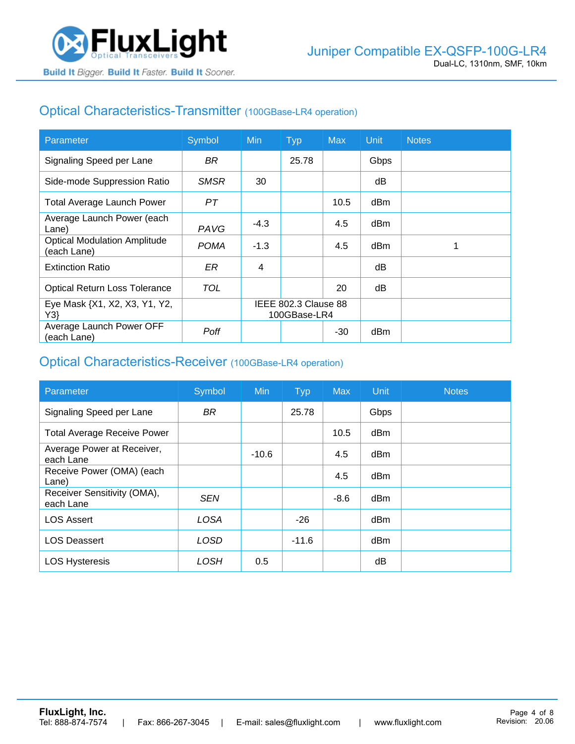## Optical Characteristics-Transmitter (100GBase-LR4 operation)

| Parameter | Symbol | Min | Typ | Max | Unit | Notes |
|---|---|---|---|---|---|---|
| Signaling Speed per Lane | *BR* | | 25.78 | | Gbps | |
| Side-mode Suppression Ratio | *SMSR* | 30 | | | dB | |
| Total Average Launch Power | *PT* | | | 10.5 | dBm | |
| Average Launch Power (each Lane) | *PAVG* | -4.3 | | 4.5 | dBm | |
| Optical Modulation Amplitude (each Lane) | *POMA* | -1.3 | | 4.5 | dBm | 1 |
| Extinction Ratio | *ER* | 4 | | | dB | |
| Optical Return Loss Tolerance | *TOL* | | | 20 | dB | |
| Eye Mask {X1, X2, X3, Y1, Y2, Y3} | | IEEE 802.3 Clause 88 100GBase-LR4 | | | | |
| Average Launch Power OFF (each Lane) | *Poff* | | | -30 | dBm | |

## Optical Characteristics-Receiver (100GBase-LR4 operation)

| Parameter | Symbol | Min | Typ | Max | Unit | Notes |
|---|---|---|---|---|---|---|
| Signaling Speed per Lane | *BR* | | 25.78 | | Gbps | |
| Total Average Receive Power | | | | 10.5 | dBm | |
| Average Power at Receiver, each Lane | | -10.6 | | 4.5 | dBm | |
| Receive Power (OMA) (each Lane) | | | | 4.5 | dBm | |
| Receiver Sensitivity (OMA), each Lane | *SEN* | | | -8.6 | dBm | |
| LOS Assert | *LOSA* | | -26 | | dBm | |
| LOS Deassert | *LOSD* | | -11.6 | | dBm | |
| LOS Hysteresis | *LOSH* | 0.5 | | | dB | |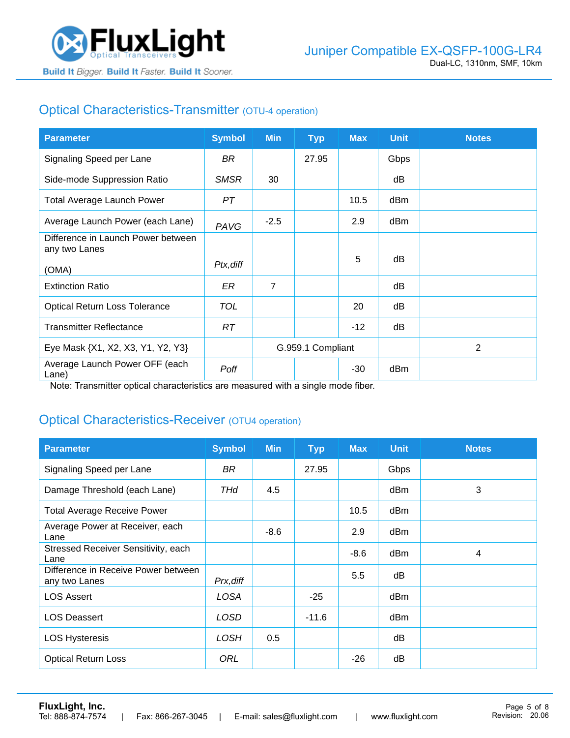## Optical Characteristics-Transmitter (OTU-4 operation)

| Parameter | Symbol | Min | Typ | Max | Unit | Notes |
|---|---|---|---|---|---|---|
| Signaling Speed per Lane | *BR* | | 27.95 | | Gbps | |
| Side-mode Suppression Ratio | *SMSR* | 30 | | | dB | |
| Total Average Launch Power | *PT* | | | 10.5 | dBm | |
| Average Launch Power (each Lane) | *PAVG* | -2.5 | | 2.9 | dBm | |
| Difference in Launch Power between any two Lanes (OMA) | *Ptx,diff* | | | 5 | dB | |
| Extinction Ratio | *ER* | 7 | | | dB | |
| Optical Return Loss Tolerance | *TOL* | | | 20 | dB | |
| Transmitter Reflectance | *RT* | | | -12 | dB | |
| Eye Mask {X1, X2, X3, Y1, Y2, Y3} | | G.959.1 Compliant | | | | 2 |
| Average Launch Power OFF (each Lane) | *Poff* | | | -30 | dBm | |

Note: Transmitter optical characteristics are measured with a single mode fiber.

## Optical Characteristics-Receiver (OTU4 operation)

| Parameter | Symbol | Min | Typ | Max | Unit | Notes |
|---|---|---|---|---|---|---|
| Signaling Speed per Lane | *BR* | | 27.95 | | Gbps | |
| Damage Threshold (each Lane) | *THd* | 4.5 | | | dBm | 3 |
| Total Average Receive Power | | | | 10.5 | dBm | |
| Average Power at Receiver, each Lane | | -8.6 | | 2.9 | dBm | |
| Stressed Receiver Sensitivity, each Lane | | | | -8.6 | dBm | 4 |
| Difference in Receive Power between any two Lanes | *Prx,diff* | | | 5.5 | dB | |
| LOS Assert | *LOSA* | | -25 | | dBm | |
| LOS Deassert | *LOSD* | | -11.6 | | dBm | |
| LOS Hysteresis | *LOSH* | 0.5 | | | dB | |
| Optical Return Loss | *ORL* | | | -26 | dB | |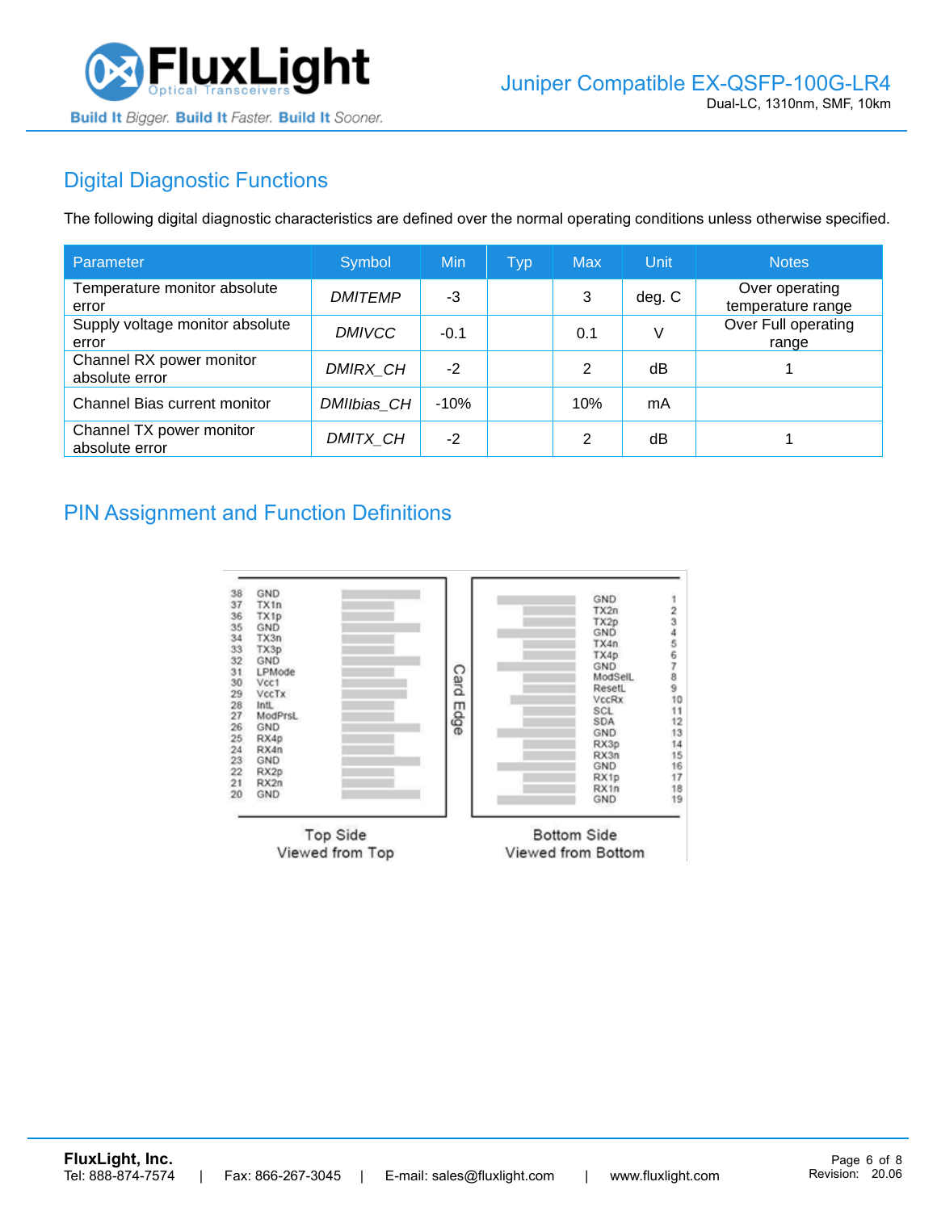## Digital Diagnostic Functions

The following digital diagnostic characteristics are defined over the normal operating conditions unless otherwise specified.

| Parameter | Symbol | Min | Typ | Max | Unit | Notes |
|---|---|---|---|---|---|---|
| Temperature monitor absolute error | *DMITEMP* | -3 | | 3 | deg. C | Over operating temperature range |
| Supply voltage monitor absolute error | *DMIVCC* | -0.1 | | 0.1 | V | Over Full operating range |
| Channel RX power monitor absolute error | *DMIRX_CH* | -2 | | 2 | dB | 1 |
| Channel Bias current monitor | *DMIIbias_CH* | -10% | | 10% | mA | |
| Channel TX power monitor absolute error | *DMITX_CH* | -2 | | 2 | dB | 1 |

## PIN Assignment and Function Definitions

| Pin | Top Side (Viewed from Top) |
|---|---|
| 38 | GND |
| 37 | TX1n |
| 36 | TX1p |
| 35 | GND |
| 34 | TX3n |
| 33 | TX3p |
| 32 | GND |
| 31 | LPMode |
| 30 | Vcc1 |
| 29 | VccTx |
| 28 | IntL |
| 27 | ModPrsL |
| 26 | GND |
| 25 | RX4p |
| 24 | RX4n |
| 23 | GND |
| 22 | RX2p |
| 21 | RX2n |
| 20 | GND |

| Pin | Bottom Side (Viewed from Bottom) |
|---|---|
| 1 | GND |
| 2 | TX2n |
| 3 | TX2p |
| 4 | GND |
| 5 | TX4n |
| 6 | TX4p |
| 7 | GND |
| 8 | ModSelL |
| 9 | ResetL |
| 10 | VccRx |
| 11 | SCL |
| 12 | SDA |
| 13 | GND |
| 14 | RX3p |
| 15 | RX3n |
| 16 | GND |
| 17 | RX1p |
| 18 | RX1n |
| 19 | GND |

Card Edge

Top Side
Viewed from Top

Bottom Side
Viewed from Bottom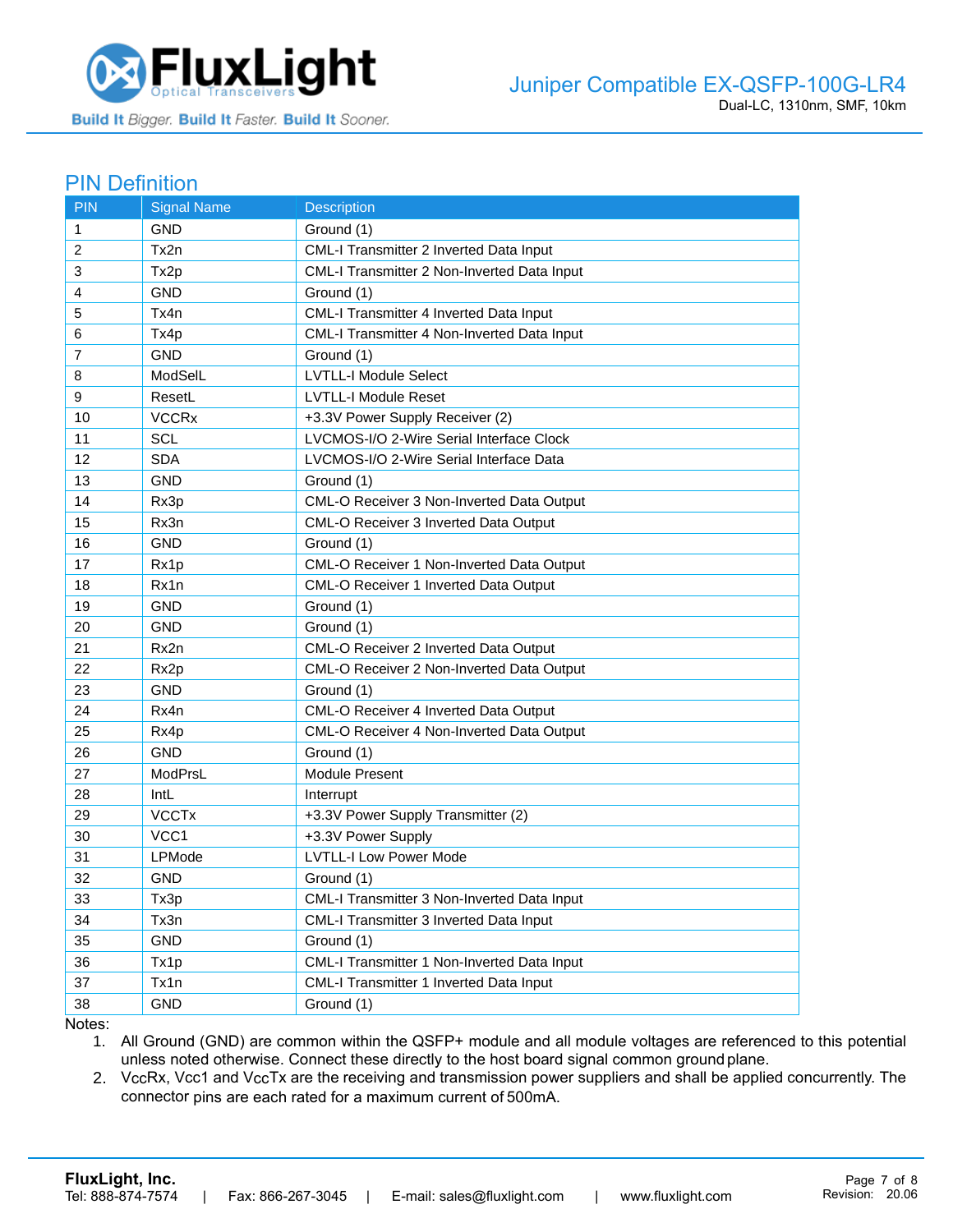## PIN Definition

| PIN | Signal Name | Description |
|---|---|---|
| 1 | GND | Ground (1) |
| 2 | Tx2n | CML-I Transmitter 2 Inverted Data Input |
| 3 | Tx2p | CML-I Transmitter 2 Non-Inverted Data Input |
| 4 | GND | Ground (1) |
| 5 | Tx4n | CML-I Transmitter 4 Inverted Data Input |
| 6 | Tx4p | CML-I Transmitter 4 Non-Inverted Data Input |
| 7 | GND | Ground (1) |
| 8 | ModSelL | LVTLL-I Module Select |
| 9 | ResetL | LVTLL-I Module Reset |
| 10 | VCCRx | +3.3V Power Supply Receiver (2) |
| 11 | SCL | LVCMOS-I/O 2-Wire Serial Interface Clock |
| 12 | SDA | LVCMOS-I/O 2-Wire Serial Interface Data |
| 13 | GND | Ground (1) |
| 14 | Rx3p | CML-O Receiver 3 Non-Inverted Data Output |
| 15 | Rx3n | CML-O Receiver 3 Inverted Data Output |
| 16 | GND | Ground (1) |
| 17 | Rx1p | CML-O Receiver 1 Non-Inverted Data Output |
| 18 | Rx1n | CML-O Receiver 1 Inverted Data Output |
| 19 | GND | Ground (1) |
| 20 | GND | Ground (1) |
| 21 | Rx2n | CML-O Receiver 2 Inverted Data Output |
| 22 | Rx2p | CML-O Receiver 2 Non-Inverted Data Output |
| 23 | GND | Ground (1) |
| 24 | Rx4n | CML-O Receiver 4 Inverted Data Output |
| 25 | Rx4p | CML-O Receiver 4 Non-Inverted Data Output |
| 26 | GND | Ground (1) |
| 27 | ModPrsL | Module Present |
| 28 | IntL | Interrupt |
| 29 | VCCTx | +3.3V Power Supply Transmitter (2) |
| 30 | VCC1 | +3.3V Power Supply |
| 31 | LPMode | LVTLL-I Low Power Mode |
| 32 | GND | Ground (1) |
| 33 | Tx3p | CML-I Transmitter 3 Non-Inverted Data Input |
| 34 | Tx3n | CML-I Transmitter 3 Inverted Data Input |
| 35 | GND | Ground (1) |
| 36 | Tx1p | CML-I Transmitter 1 Non-Inverted Data Input |
| 37 | Tx1n | CML-I Transmitter 1 Inverted Data Input |
| 38 | GND | Ground (1) |

Notes:

1. All Ground (GND) are common within the QSFP+ module and all module voltages are referenced to this potential unless noted otherwise. Connect these directly to the host board signal common ground plane.
2. VccRx, Vcc1 and VccTx are the receiving and transmission power suppliers and shall be applied concurrently. The connector pins are each rated for a maximum current of 500mA.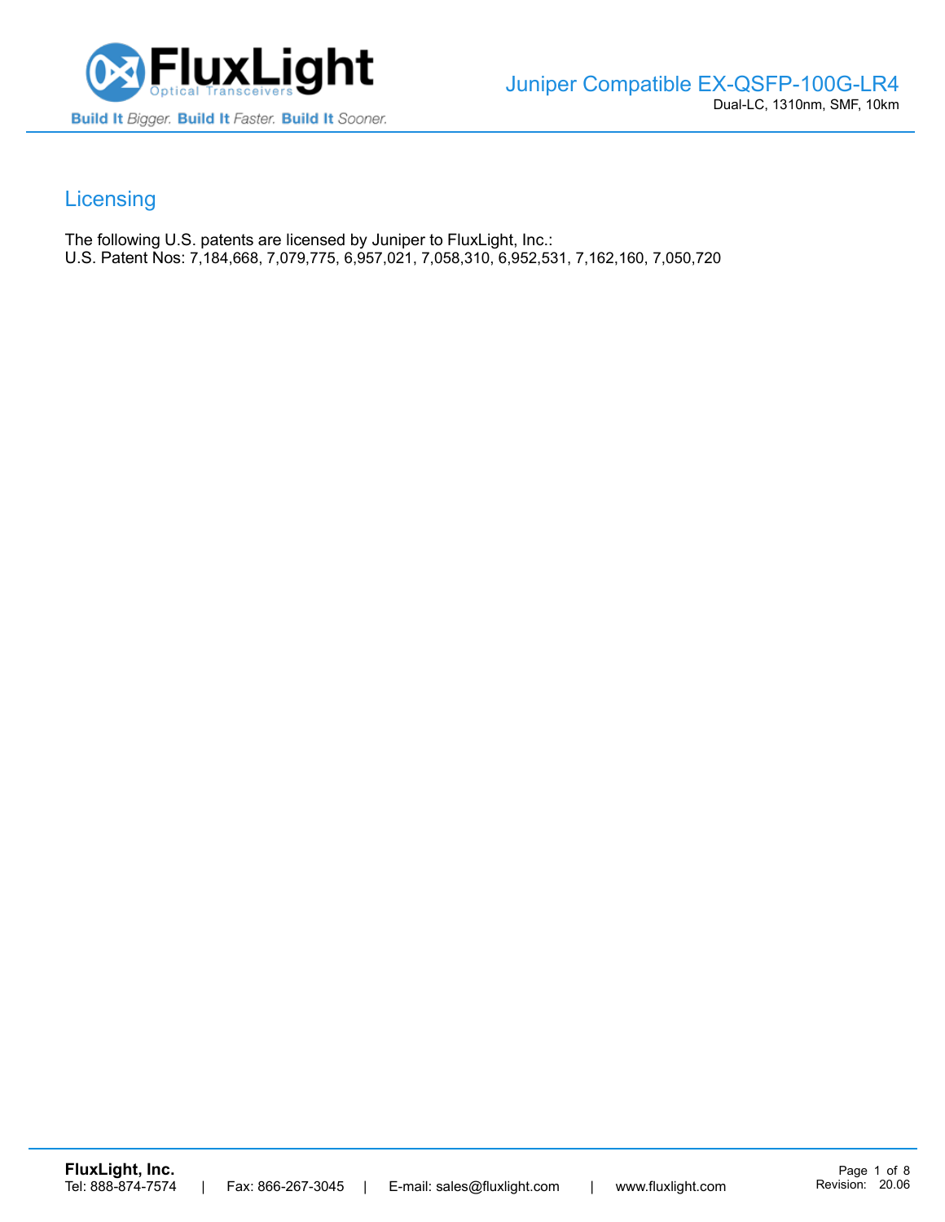## Licensing

The following U.S. patents are licensed by Juniper to FluxLight, Inc.:
U.S. Patent Nos: 7,184,668, 7,079,775, 6,957,021, 7,058,310, 6,952,531, 7,162,160, 7,050,720